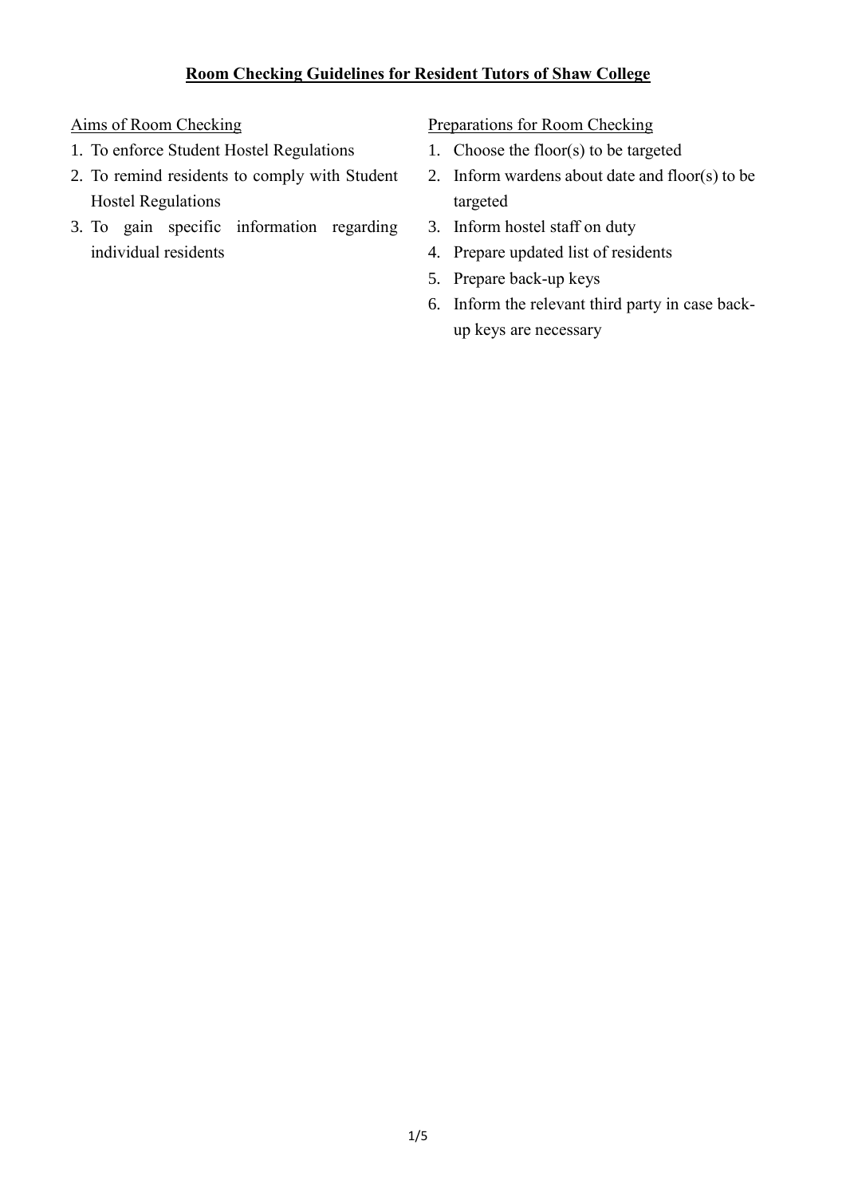# Room Checking Guidelines for Resident Tutors of Shaw College

## Aims of Room Checking

1. To enforce Student Hostel Regulations
2. To remind residents to comply with Student Hostel Regulations
3. To gain specific information regarding individual residents

## Preparations for Room Checking

1. Choose the floor(s) to be targeted
2. Inform wardens about date and floor(s) to be targeted
3. Inform hostel staff on duty
4. Prepare updated list of residents
5. Prepare back-up keys
6. Inform the relevant third party in case back-up keys are necessary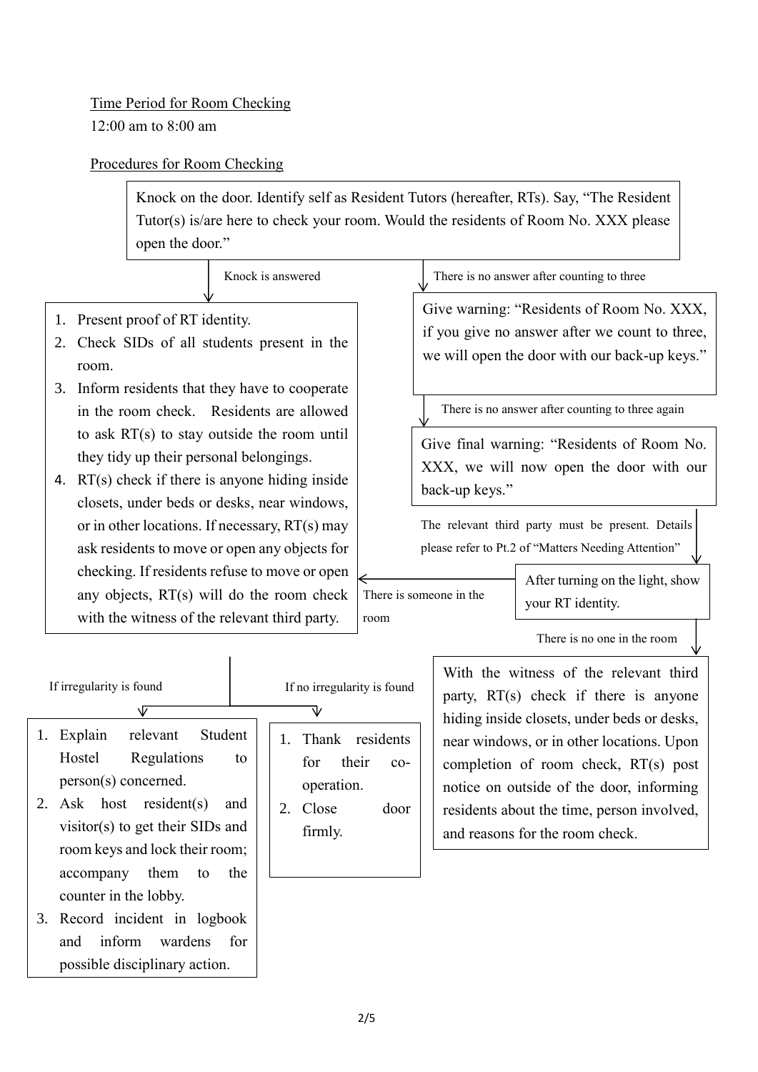Time Period for Room Checking

12:00 am to 8:00 am

Procedures for Room Checking

Knock on the door. Identify self as Resident Tutors (hereafter, RTs). Say, "The Resident Tutor(s) is/are here to check your room. Would the residents of Room No. XXX please open the door."

Knock is answered

1. Present proof of RT identity.
2. Check SIDs of all students present in the room.
3. Inform residents that they have to cooperate in the room check. Residents are allowed to ask RT(s) to stay outside the room until they tidy up their personal belongings.
4. RT(s) check if there is anyone hiding inside closets, under beds or desks, near windows, or in other locations. If necessary, RT(s) may ask residents to move or open any objects for checking. If residents refuse to move or open any objects, RT(s) will do the room check with the witness of the relevant third party.

There is no answer after counting to three

Give warning: "Residents of Room No. XXX, if you give no answer after we count to three, we will open the door with our back-up keys."

There is no answer after counting to three again

Give final warning: "Residents of Room No. XXX, we will now open the door with our back-up keys."

The relevant third party must be present. Details please refer to Pt.2 of "Matters Needing Attention"

After turning on the light, show your RT identity.

There is someone in the room (proceed to steps 1–4 above)

There is no one in the room

With the witness of the relevant third party, RT(s) check if there is anyone hiding inside closets, under beds or desks, near windows, or in other locations. Upon completion of room check, RT(s) post notice on outside of the door, informing residents about the time, person involved, and reasons for the room check.

If irregularity is found

1. Explain relevant Student Hostel Regulations to person(s) concerned.
2. Ask host resident(s) and visitor(s) to get their SIDs and room keys and lock their room; accompany them to the counter in the lobby.
3. Record incident in logbook and inform wardens for possible disciplinary action.

If no irregularity is found

1. Thank residents for their co-operation.
2. Close door firmly.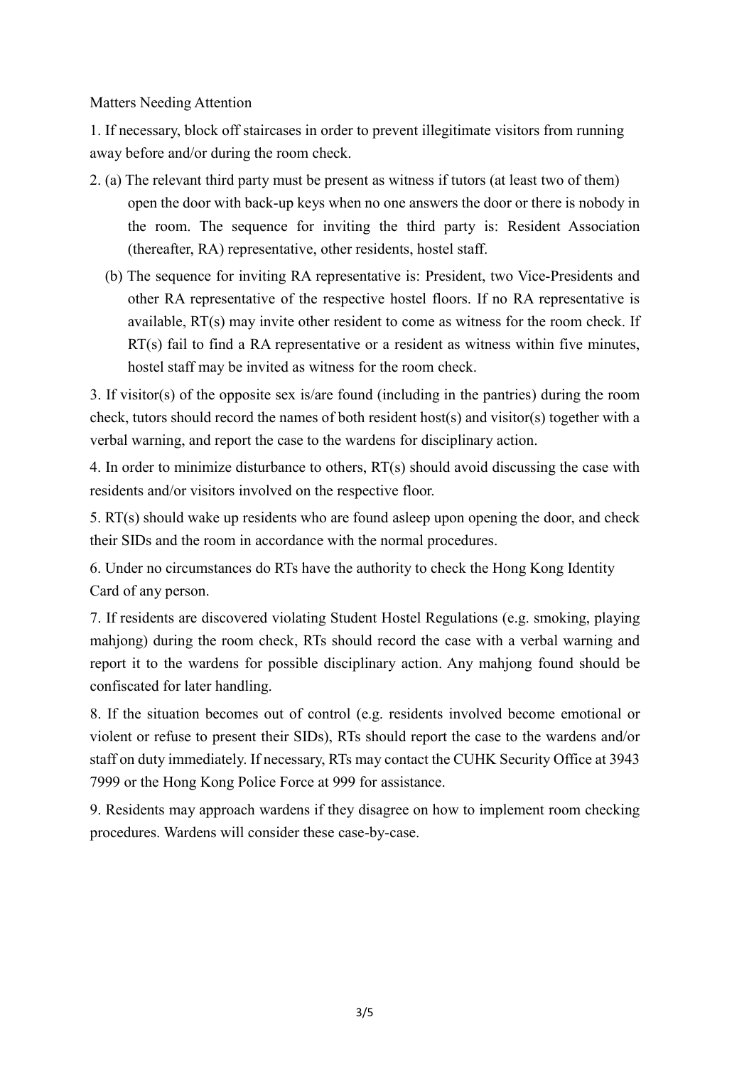Matters Needing Attention

1. If necessary, block off staircases in order to prevent illegitimate visitors from running away before and/or during the room check.

2. (a) The relevant third party must be present as witness if tutors (at least two of them) open the door with back-up keys when no one answers the door or there is nobody in the room. The sequence for inviting the third party is: Resident Association (thereafter, RA) representative, other residents, hostel staff.

   (b) The sequence for inviting RA representative is: President, two Vice-Presidents and other RA representative of the respective hostel floors. If no RA representative is available, RT(s) may invite other resident to come as witness for the room check. If RT(s) fail to find a RA representative or a resident as witness within five minutes, hostel staff may be invited as witness for the room check.

3. If visitor(s) of the opposite sex is/are found (including in the pantries) during the room check, tutors should record the names of both resident host(s) and visitor(s) together with a verbal warning, and report the case to the wardens for disciplinary action.

4. In order to minimize disturbance to others, RT(s) should avoid discussing the case with residents and/or visitors involved on the respective floor.

5. RT(s) should wake up residents who are found asleep upon opening the door, and check their SIDs and the room in accordance with the normal procedures.

6. Under no circumstances do RTs have the authority to check the Hong Kong Identity Card of any person.

7. If residents are discovered violating Student Hostel Regulations (e.g. smoking, playing mahjong) during the room check, RTs should record the case with a verbal warning and report it to the wardens for possible disciplinary action. Any mahjong found should be confiscated for later handling.

8. If the situation becomes out of control (e.g. residents involved become emotional or violent or refuse to present their SIDs), RTs should report the case to the wardens and/or staff on duty immediately. If necessary, RTs may contact the CUHK Security Office at 3943 7999 or the Hong Kong Police Force at 999 for assistance.

9. Residents may approach wardens if they disagree on how to implement room checking procedures. Wardens will consider these case-by-case.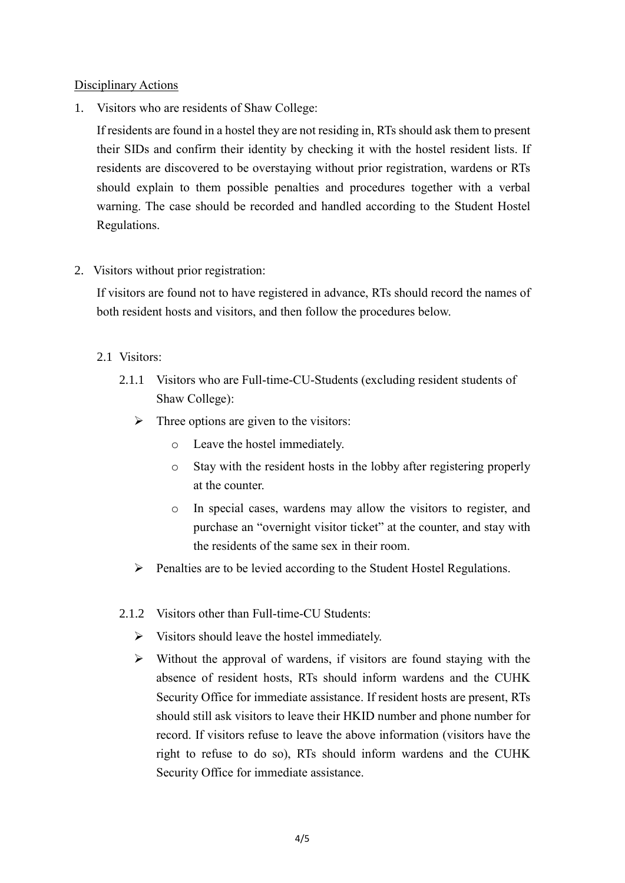Disciplinary Actions

1. Visitors who are residents of Shaw College:

   If residents are found in a hostel they are not residing in, RTs should ask them to present their SIDs and confirm their identity by checking it with the hostel resident lists. If residents are discovered to be overstaying without prior registration, wardens or RTs should explain to them possible penalties and procedures together with a verbal warning. The case should be recorded and handled according to the Student Hostel Regulations.

2. Visitors without prior registration:

   If visitors are found not to have registered in advance, RTs should record the names of both resident hosts and visitors, and then follow the procedures below.

   2.1 Visitors:

   2.1.1 Visitors who are Full-time-CU-Students (excluding resident students of Shaw College):

   - Three options are given to the visitors:
     - Leave the hostel immediately.
     - Stay with the resident hosts in the lobby after registering properly at the counter.
     - In special cases, wardens may allow the visitors to register, and purchase an "overnight visitor ticket" at the counter, and stay with the residents of the same sex in their room.
   - Penalties are to be levied according to the Student Hostel Regulations.

   2.1.2 Visitors other than Full-time-CU Students:

   - Visitors should leave the hostel immediately.
   - Without the approval of wardens, if visitors are found staying with the absence of resident hosts, RTs should inform wardens and the CUHK Security Office for immediate assistance. If resident hosts are present, RTs should still ask visitors to leave their HKID number and phone number for record. If visitors refuse to leave the above information (visitors have the right to refuse to do so), RTs should inform wardens and the CUHK Security Office for immediate assistance.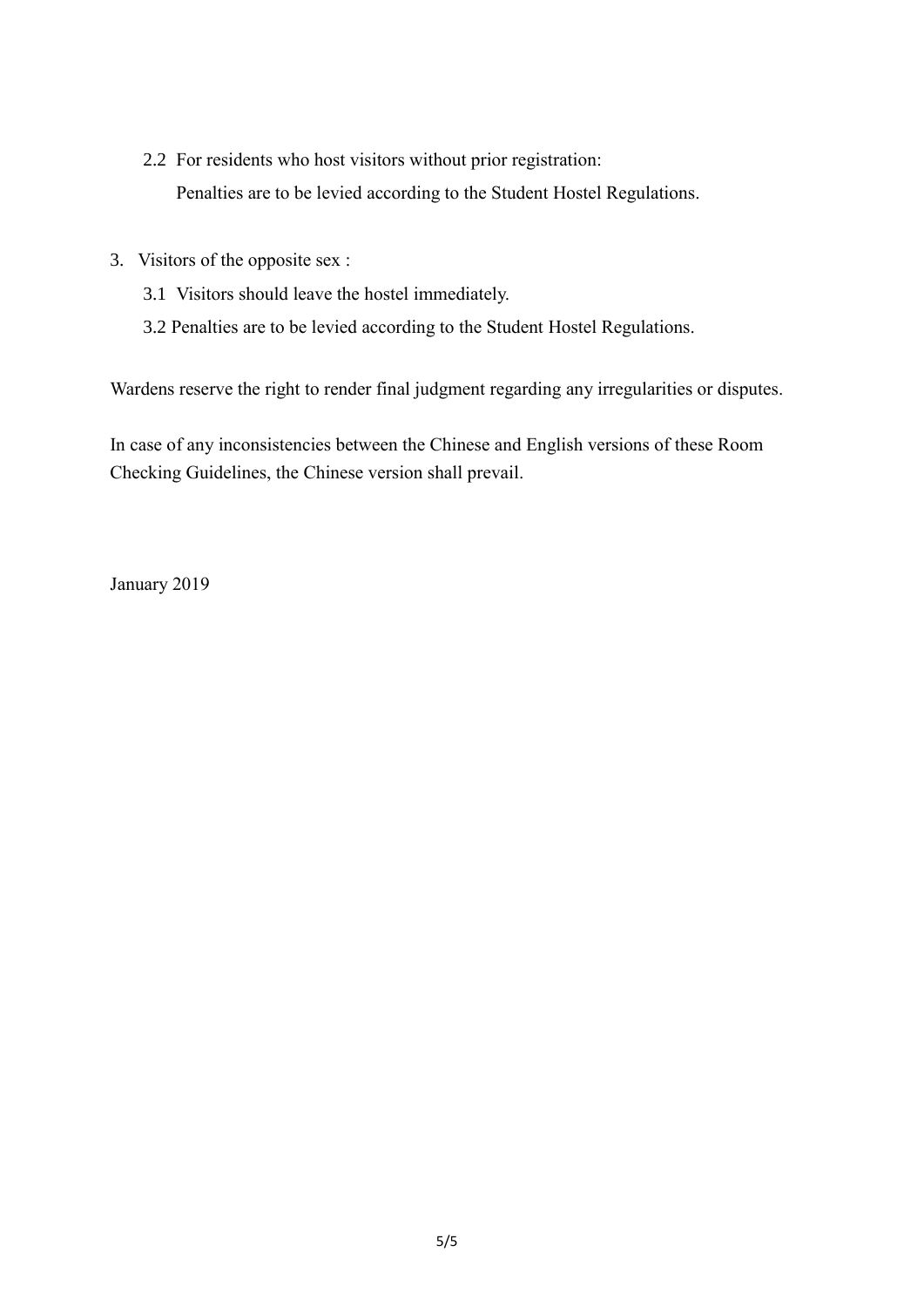2.2 For residents who host visitors without prior registration:

Penalties are to be levied according to the Student Hostel Regulations.

3. Visitors of the opposite sex :

   3.1 Visitors should leave the hostel immediately.

   3.2 Penalties are to be levied according to the Student Hostel Regulations.

Wardens reserve the right to render final judgment regarding any irregularities or disputes.

In case of any inconsistencies between the Chinese and English versions of these Room Checking Guidelines, the Chinese version shall prevail.

January 2019